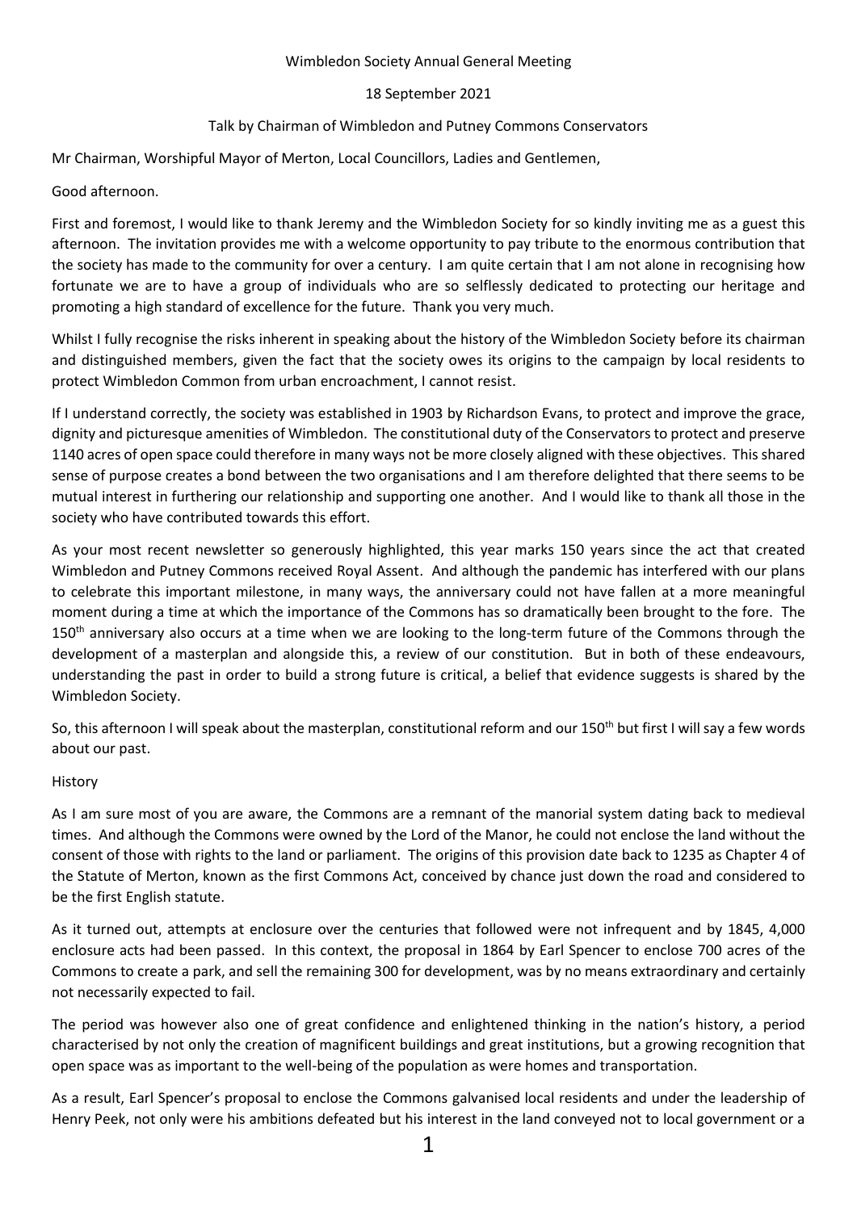Wimbledon Society Annual General Meeting

18 September 2021

Talk by Chairman of Wimbledon and Putney Commons Conservators

Mr Chairman, Worshipful Mayor of Merton, Local Councillors, Ladies and Gentlemen,

Good afternoon.

First and foremost, I would like to thank Jeremy and the Wimbledon Society for so kindly inviting me as a guest this afternoon. The invitation provides me with a welcome opportunity to pay tribute to the enormous contribution that the society has made to the community for over a century. I am quite certain that I am not alone in recognising how fortunate we are to have a group of individuals who are so selflessly dedicated to protecting our heritage and promoting a high standard of excellence for the future. Thank you very much.

Whilst I fully recognise the risks inherent in speaking about the history of the Wimbledon Society before its chairman and distinguished members, given the fact that the society owes its origins to the campaign by local residents to protect Wimbledon Common from urban encroachment, I cannot resist.

If I understand correctly, the society was established in 1903 by Richardson Evans, to protect and improve the grace, dignity and picturesque amenities of Wimbledon. The constitutional duty of the Conservators to protect and preserve 1140 acres of open space could therefore in many ways not be more closely aligned with these objectives. This shared sense of purpose creates a bond between the two organisations and I am therefore delighted that there seems to be mutual interest in furthering our relationship and supporting one another. And I would like to thank all those in the society who have contributed towards this effort.

As your most recent newsletter so generously highlighted, this year marks 150 years since the act that created Wimbledon and Putney Commons received Royal Assent. And although the pandemic has interfered with our plans to celebrate this important milestone, in many ways, the anniversary could not have fallen at a more meaningful moment during a time at which the importance of the Commons has so dramatically been brought to the fore. The 150th anniversary also occurs at a time when we are looking to the long-term future of the Commons through the development of a masterplan and alongside this, a review of our constitution. But in both of these endeavours, understanding the past in order to build a strong future is critical, a belief that evidence suggests is shared by the Wimbledon Society.

So, this afternoon I will speak about the masterplan, constitutional reform and our 150th but first I will say a few words about our past.

## History

As I am sure most of you are aware, the Commons are a remnant of the manorial system dating back to medieval times. And although the Commons were owned by the Lord of the Manor, he could not enclose the land without the consent of those with rights to the land or parliament. The origins of this provision date back to 1235 as Chapter 4 of the Statute of Merton, known as the first Commons Act, conceived by chance just down the road and considered to be the first English statute.

As it turned out, attempts at enclosure over the centuries that followed were not infrequent and by 1845, 4,000 enclosure acts had been passed. In this context, the proposal in 1864 by Earl Spencer to enclose 700 acres of the Commons to create a park, and sell the remaining 300 for development, was by no means extraordinary and certainly not necessarily expected to fail.

The period was however also one of great confidence and enlightened thinking in the nation's history, a period characterised by not only the creation of magnificent buildings and great institutions, but a growing recognition that open space was as important to the well-being of the population as were homes and transportation.

As a result, Earl Spencer's proposal to enclose the Commons galvanised local residents and under the leadership of Henry Peek, not only were his ambitions defeated but his interest in the land conveyed not to local government or a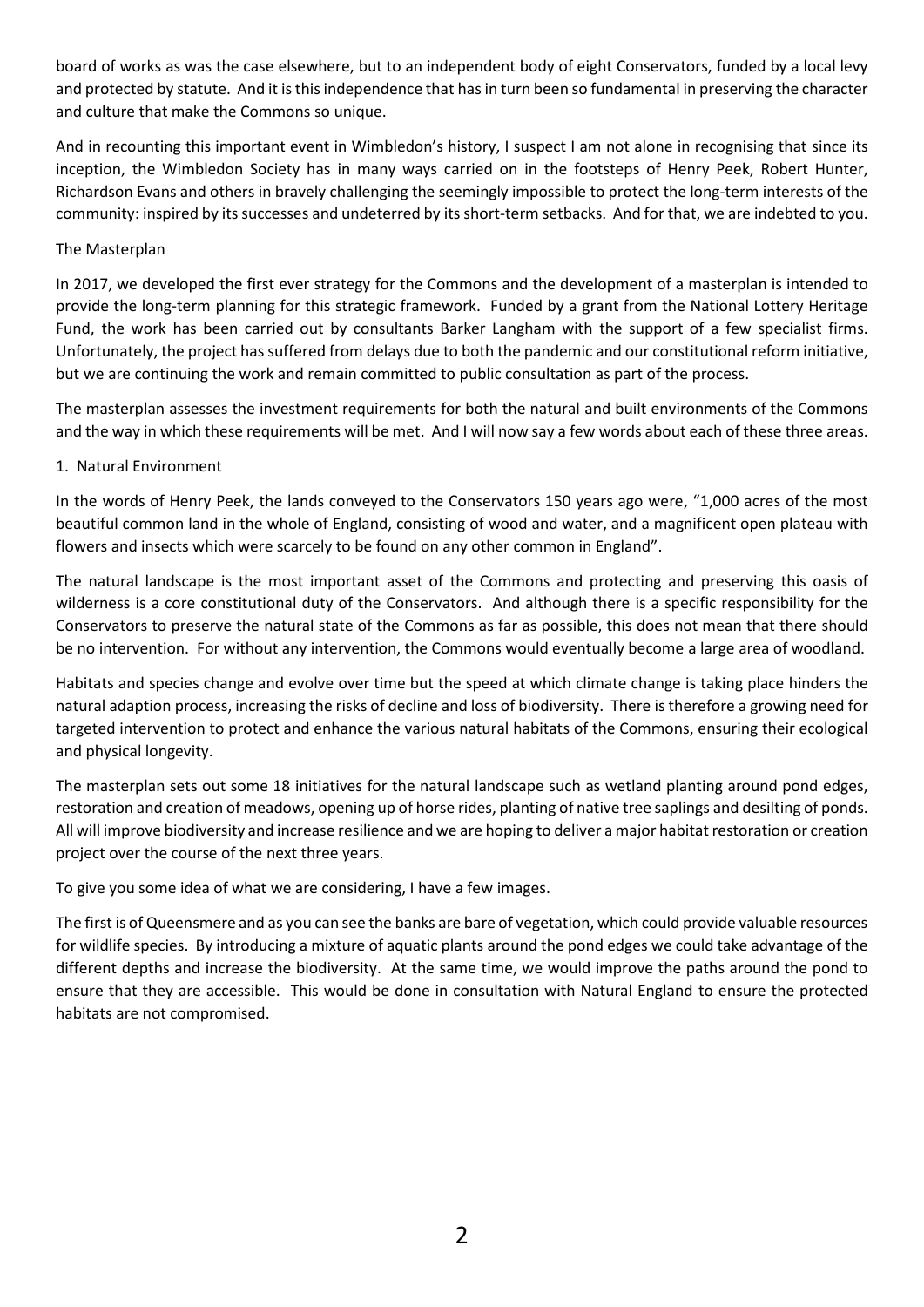board of works as was the case elsewhere, but to an independent body of eight Conservators, funded by a local levy and protected by statute. And it is this independence that has in turn been so fundamental in preserving the character and culture that make the Commons so unique.

And in recounting this important event in Wimbledon's history, I suspect I am not alone in recognising that since its inception, the Wimbledon Society has in many ways carried on in the footsteps of Henry Peek, Robert Hunter, Richardson Evans and others in bravely challenging the seemingly impossible to protect the long-term interests of the community: inspired by its successes and undeterred by its short-term setbacks. And for that, we are indebted to you.

## The Masterplan

In 2017, we developed the first ever strategy for the Commons and the development of a masterplan is intended to provide the long-term planning for this strategic framework. Funded by a grant from the National Lottery Heritage Fund, the work has been carried out by consultants Barker Langham with the support of a few specialist firms. Unfortunately, the project has suffered from delays due to both the pandemic and our constitutional reform initiative, but we are continuing the work and remain committed to public consultation as part of the process.

The masterplan assesses the investment requirements for both the natural and built environments of the Commons and the way in which these requirements will be met. And I will now say a few words about each of these three areas.

### 1. Natural Environment

In the words of Henry Peek, the lands conveyed to the Conservators 150 years ago were, "1,000 acres of the most beautiful common land in the whole of England, consisting of wood and water, and a magnificent open plateau with flowers and insects which were scarcely to be found on any other common in England".

The natural landscape is the most important asset of the Commons and protecting and preserving this oasis of wilderness is a core constitutional duty of the Conservators. And although there is a specific responsibility for the Conservators to preserve the natural state of the Commons as far as possible, this does not mean that there should be no intervention. For without any intervention, the Commons would eventually become a large area of woodland.

Habitats and species change and evolve over time but the speed at which climate change is taking place hinders the natural adaption process, increasing the risks of decline and loss of biodiversity. There is therefore a growing need for targeted intervention to protect and enhance the various natural habitats of the Commons, ensuring their ecological and physical longevity.

The masterplan sets out some 18 initiatives for the natural landscape such as wetland planting around pond edges, restoration and creation of meadows, opening up of horse rides, planting of native tree saplings and desilting of ponds. All will improve biodiversity and increase resilience and we are hoping to deliver a major habitat restoration or creation project over the course of the next three years.

To give you some idea of what we are considering, I have a few images.

The first is of Queensmere and as you can see the banks are bare of vegetation, which could provide valuable resources for wildlife species. By introducing a mixture of aquatic plants around the pond edges we could take advantage of the different depths and increase the biodiversity. At the same time, we would improve the paths around the pond to ensure that they are accessible. This would be done in consultation with Natural England to ensure the protected habitats are not compromised.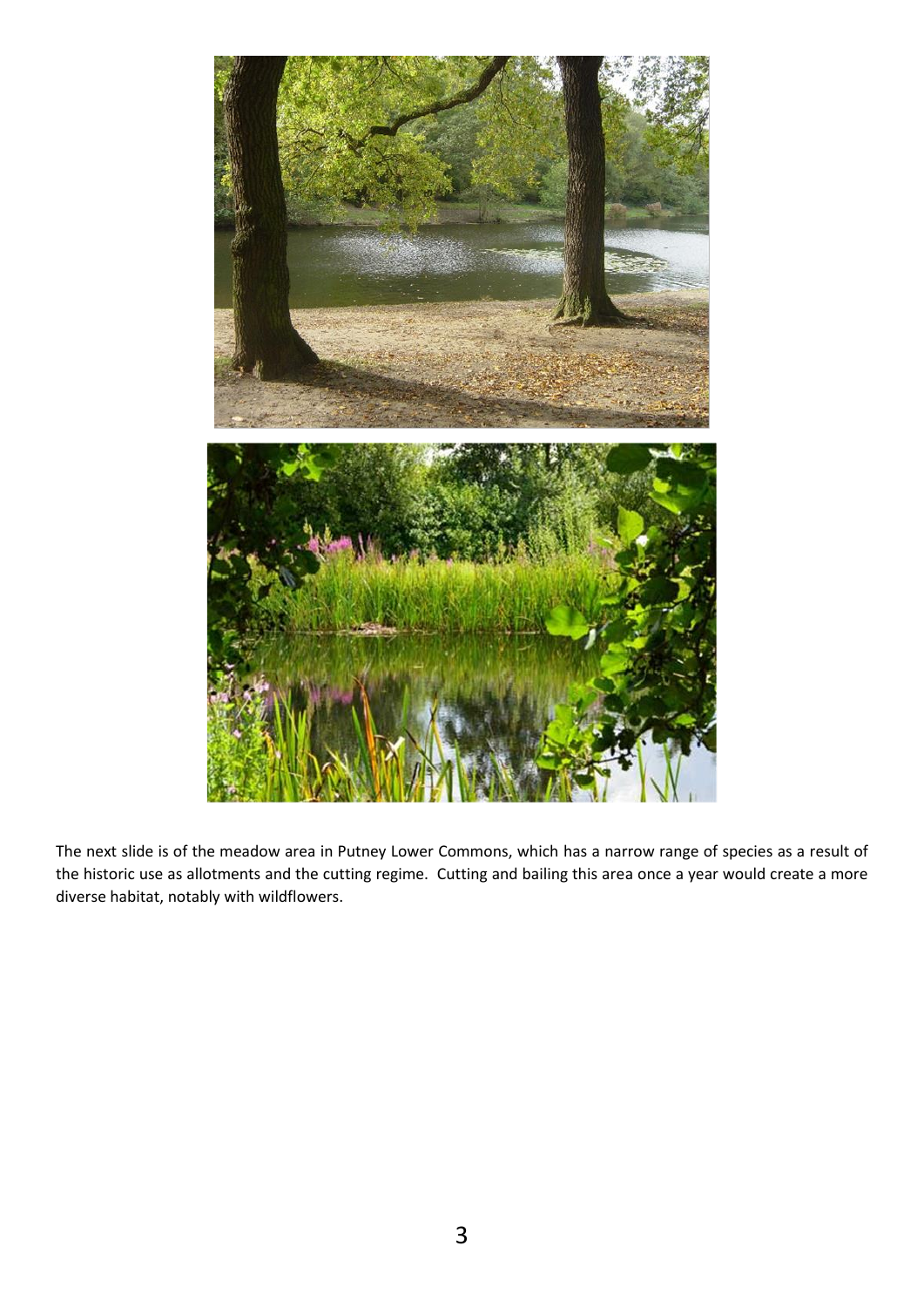The next slide is of the meadow area in Putney Lower Commons, which has a narrow range of species as a result of the historic use as allotments and the cutting regime. Cutting and bailing this area once a year would create a more diverse habitat, notably with wildflowers.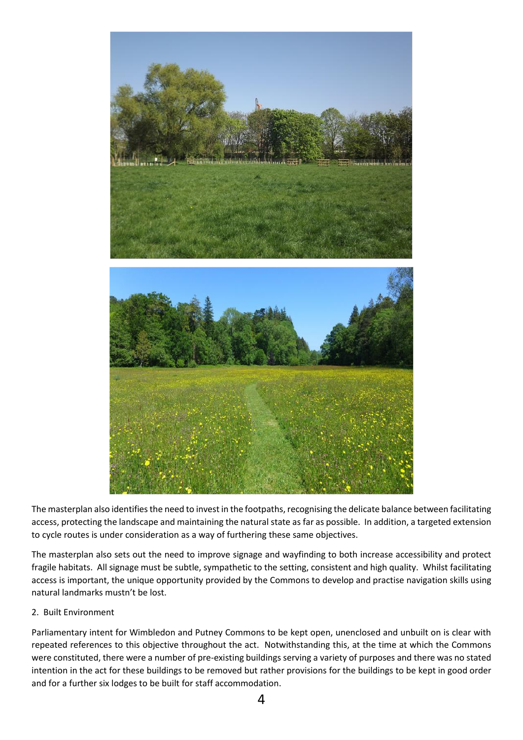The masterplan also identifies the need to invest in the footpaths, recognising the delicate balance between facilitating access, protecting the landscape and maintaining the natural state as far as possible. In addition, a targeted extension to cycle routes is under consideration as a way of furthering these same objectives.

The masterplan also sets out the need to improve signage and wayfinding to both increase accessibility and protect fragile habitats. All signage must be subtle, sympathetic to the setting, consistent and high quality. Whilst facilitating access is important, the unique opportunity provided by the Commons to develop and practise navigation skills using natural landmarks mustn't be lost.

2. Built Environment

Parliamentary intent for Wimbledon and Putney Commons to be kept open, unenclosed and unbuilt on is clear with repeated references to this objective throughout the act. Notwithstanding this, at the time at which the Commons were constituted, there were a number of pre-existing buildings serving a variety of purposes and there was no stated intention in the act for these buildings to be removed but rather provisions for the buildings to be kept in good order and for a further six lodges to be built for staff accommodation.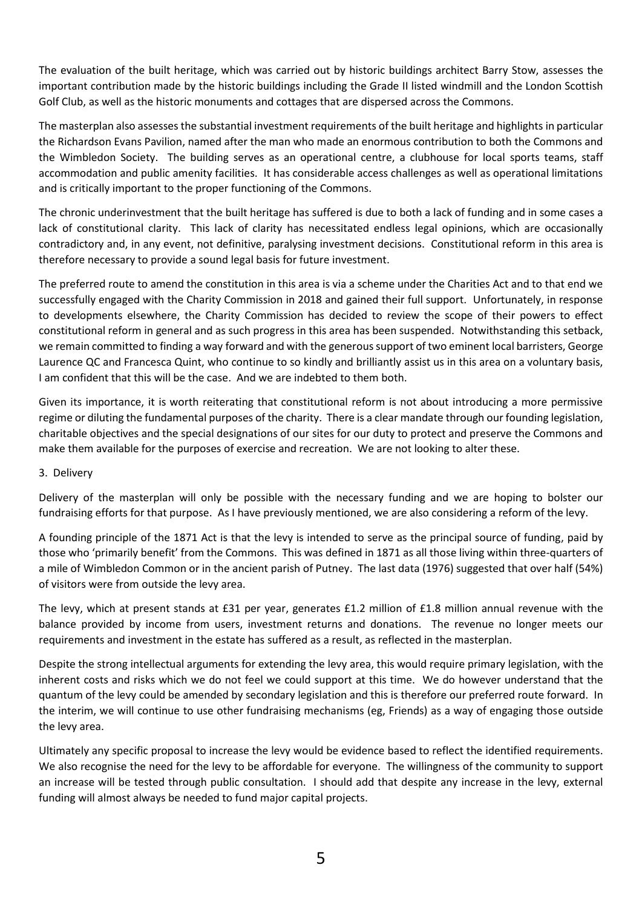The evaluation of the built heritage, which was carried out by historic buildings architect Barry Stow, assesses the important contribution made by the historic buildings including the Grade II listed windmill and the London Scottish Golf Club, as well as the historic monuments and cottages that are dispersed across the Commons.

The masterplan also assesses the substantial investment requirements of the built heritage and highlights in particular the Richardson Evans Pavilion, named after the man who made an enormous contribution to both the Commons and the Wimbledon Society. The building serves as an operational centre, a clubhouse for local sports teams, staff accommodation and public amenity facilities. It has considerable access challenges as well as operational limitations and is critically important to the proper functioning of the Commons.

The chronic underinvestment that the built heritage has suffered is due to both a lack of funding and in some cases a lack of constitutional clarity. This lack of clarity has necessitated endless legal opinions, which are occasionally contradictory and, in any event, not definitive, paralysing investment decisions. Constitutional reform in this area is therefore necessary to provide a sound legal basis for future investment.

The preferred route to amend the constitution in this area is via a scheme under the Charities Act and to that end we successfully engaged with the Charity Commission in 2018 and gained their full support. Unfortunately, in response to developments elsewhere, the Charity Commission has decided to review the scope of their powers to effect constitutional reform in general and as such progress in this area has been suspended. Notwithstanding this setback, we remain committed to finding a way forward and with the generous support of two eminent local barristers, George Laurence QC and Francesca Quint, who continue to so kindly and brilliantly assist us in this area on a voluntary basis, I am confident that this will be the case. And we are indebted to them both.

Given its importance, it is worth reiterating that constitutional reform is not about introducing a more permissive regime or diluting the fundamental purposes of the charity. There is a clear mandate through our founding legislation, charitable objectives and the special designations of our sites for our duty to protect and preserve the Commons and make them available for the purposes of exercise and recreation. We are not looking to alter these.

3. Delivery

Delivery of the masterplan will only be possible with the necessary funding and we are hoping to bolster our fundraising efforts for that purpose. As I have previously mentioned, we are also considering a reform of the levy.

A founding principle of the 1871 Act is that the levy is intended to serve as the principal source of funding, paid by those who 'primarily benefit' from the Commons. This was defined in 1871 as all those living within three-quarters of a mile of Wimbledon Common or in the ancient parish of Putney. The last data (1976) suggested that over half (54%) of visitors were from outside the levy area.

The levy, which at present stands at £31 per year, generates £1.2 million of £1.8 million annual revenue with the balance provided by income from users, investment returns and donations. The revenue no longer meets our requirements and investment in the estate has suffered as a result, as reflected in the masterplan.

Despite the strong intellectual arguments for extending the levy area, this would require primary legislation, with the inherent costs and risks which we do not feel we could support at this time. We do however understand that the quantum of the levy could be amended by secondary legislation and this is therefore our preferred route forward. In the interim, we will continue to use other fundraising mechanisms (eg, Friends) as a way of engaging those outside the levy area.

Ultimately any specific proposal to increase the levy would be evidence based to reflect the identified requirements. We also recognise the need for the levy to be affordable for everyone. The willingness of the community to support an increase will be tested through public consultation. I should add that despite any increase in the levy, external funding will almost always be needed to fund major capital projects.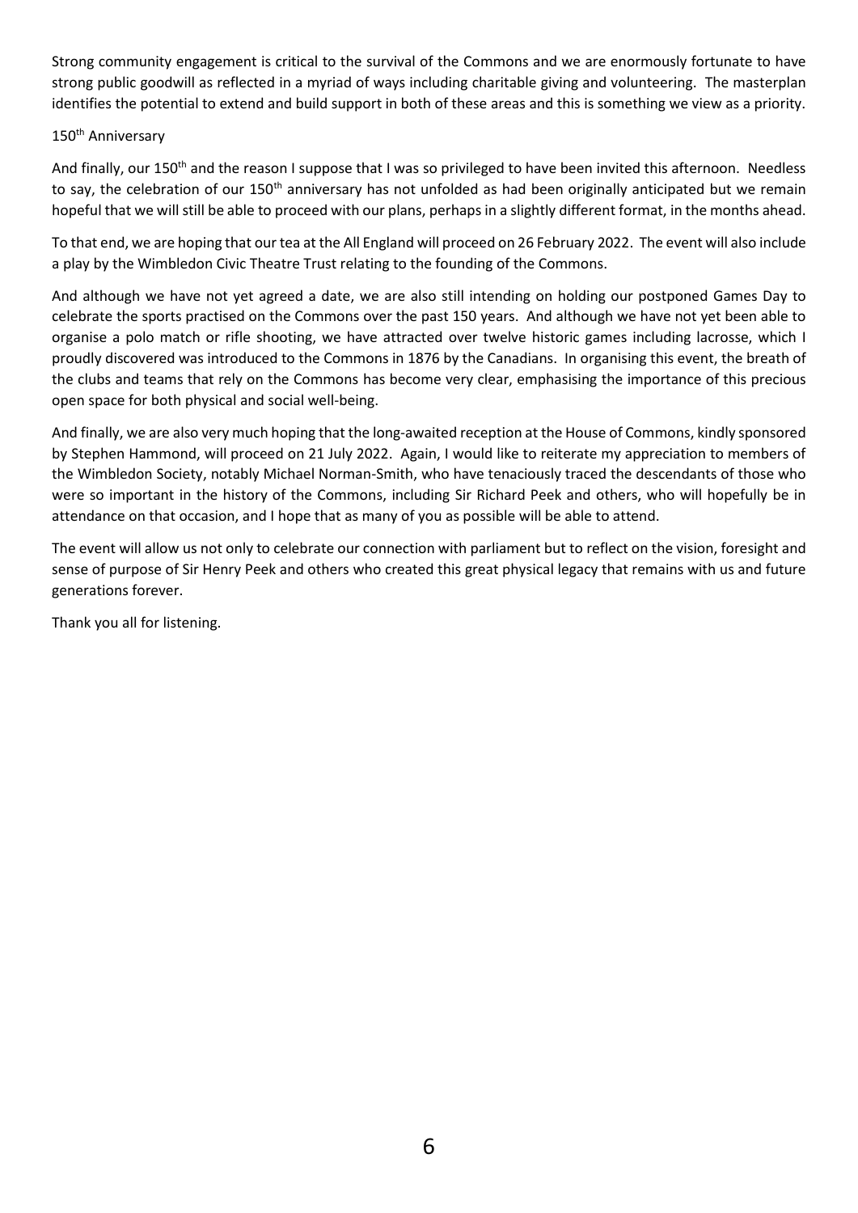Strong community engagement is critical to the survival of the Commons and we are enormously fortunate to have strong public goodwill as reflected in a myriad of ways including charitable giving and volunteering. The masterplan identifies the potential to extend and build support in both of these areas and this is something we view as a priority.

## 150th Anniversary

And finally, our 150th and the reason I suppose that I was so privileged to have been invited this afternoon. Needless to say, the celebration of our 150th anniversary has not unfolded as had been originally anticipated but we remain hopeful that we will still be able to proceed with our plans, perhaps in a slightly different format, in the months ahead.

To that end, we are hoping that our tea at the All England will proceed on 26 February 2022. The event will also include a play by the Wimbledon Civic Theatre Trust relating to the founding of the Commons.

And although we have not yet agreed a date, we are also still intending on holding our postponed Games Day to celebrate the sports practised on the Commons over the past 150 years. And although we have not yet been able to organise a polo match or rifle shooting, we have attracted over twelve historic games including lacrosse, which I proudly discovered was introduced to the Commons in 1876 by the Canadians. In organising this event, the breath of the clubs and teams that rely on the Commons has become very clear, emphasising the importance of this precious open space for both physical and social well-being.

And finally, we are also very much hoping that the long-awaited reception at the House of Commons, kindly sponsored by Stephen Hammond, will proceed on 21 July 2022. Again, I would like to reiterate my appreciation to members of the Wimbledon Society, notably Michael Norman-Smith, who have tenaciously traced the descendants of those who were so important in the history of the Commons, including Sir Richard Peek and others, who will hopefully be in attendance on that occasion, and I hope that as many of you as possible will be able to attend.

The event will allow us not only to celebrate our connection with parliament but to reflect on the vision, foresight and sense of purpose of Sir Henry Peek and others who created this great physical legacy that remains with us and future generations forever.

Thank you all for listening.